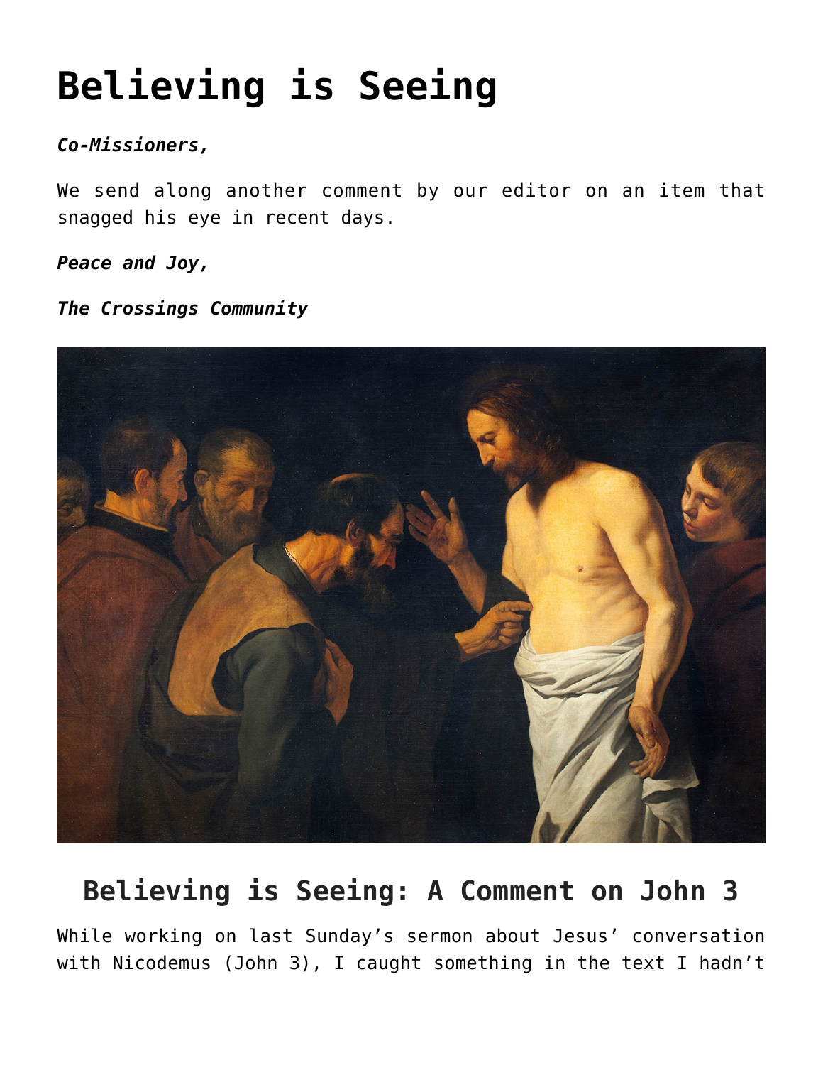# Believing is Seeing

***Co-Missioners,***

We send along another comment by our editor on an item that snagged his eye in recent days.

***Peace and Joy,***

***The Crossings Community***

## Believing is Seeing: A Comment on John 3

While working on last Sunday's sermon about Jesus' conversation with Nicodemus (John 3), I caught something in the text I hadn't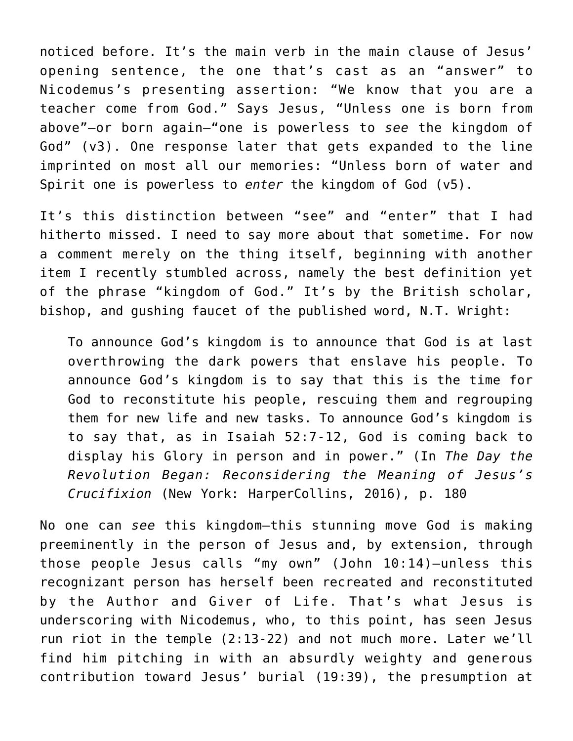noticed before. It's the main verb in the main clause of Jesus' opening sentence, the one that's cast as an "answer" to Nicodemus's presenting assertion: "We know that you are a teacher come from God." Says Jesus, "Unless one is born from above"—or born again—"one is powerless to *see* the kingdom of God" (v3). One response later that gets expanded to the line imprinted on most all our memories: "Unless born of water and Spirit one is powerless to *enter* the kingdom of God (v5).

It's this distinction between "see" and "enter" that I had hitherto missed. I need to say more about that sometime. For now a comment merely on the thing itself, beginning with another item I recently stumbled across, namely the best definition yet of the phrase "kingdom of God." It's by the British scholar, bishop, and gushing faucet of the published word, N.T. Wright:

> To announce God's kingdom is to announce that God is at last overthrowing the dark powers that enslave his people. To announce God's kingdom is to say that this is the time for God to reconstitute his people, rescuing them and regrouping them for new life and new tasks. To announce God's kingdom is to say that, as in Isaiah 52:7-12, God is coming back to display his Glory in person and in power." (In *The Day the Revolution Began: Reconsidering the Meaning of Jesus's Crucifixion* (New York: HarperCollins, 2016), p. 180

No one can *see* this kingdom—this stunning move God is making preeminently in the person of Jesus and, by extension, through those people Jesus calls "my own" (John 10:14)—unless this recognizant person has herself been recreated and reconstituted by the Author and Giver of Life. That's what Jesus is underscoring with Nicodemus, who, to this point, has seen Jesus run riot in the temple (2:13-22) and not much more. Later we'll find him pitching in with an absurdly weighty and generous contribution toward Jesus' burial (19:39), the presumption at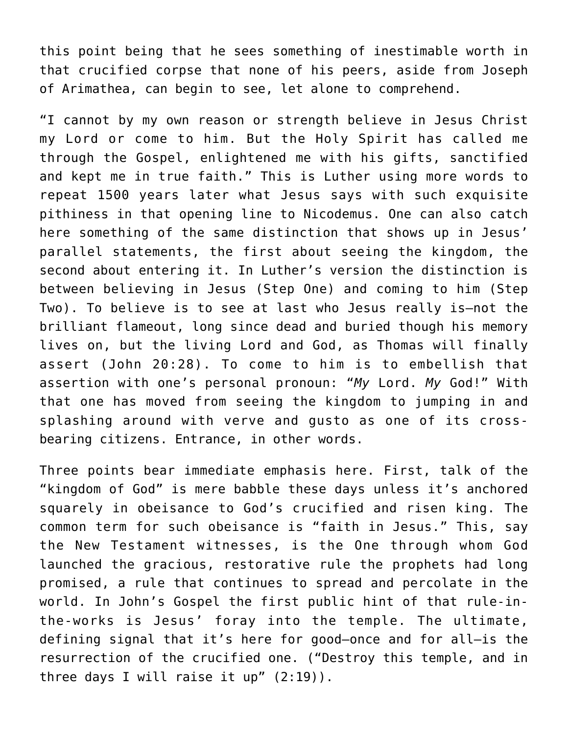this point being that he sees something of inestimable worth in that crucified corpse that none of his peers, aside from Joseph of Arimathea, can begin to see, let alone to comprehend.

"I cannot by my own reason or strength believe in Jesus Christ my Lord or come to him. But the Holy Spirit has called me through the Gospel, enlightened me with his gifts, sanctified and kept me in true faith." This is Luther using more words to repeat 1500 years later what Jesus says with such exquisite pithiness in that opening line to Nicodemus. One can also catch here something of the same distinction that shows up in Jesus' parallel statements, the first about seeing the kingdom, the second about entering it. In Luther's version the distinction is between believing in Jesus (Step One) and coming to him (Step Two). To believe is to see at last who Jesus really is—not the brilliant flameout, long since dead and buried though his memory lives on, but the living Lord and God, as Thomas will finally assert (John 20:28). To come to him is to embellish that assertion with one's personal pronoun: "*My* Lord. *My* God!" With that one has moved from seeing the kingdom to jumping in and splashing around with verve and gusto as one of its cross-bearing citizens. Entrance, in other words.

Three points bear immediate emphasis here. First, talk of the "kingdom of God" is mere babble these days unless it's anchored squarely in obeisance to God's crucified and risen king. The common term for such obeisance is "faith in Jesus." This, say the New Testament witnesses, is the One through whom God launched the gracious, restorative rule the prophets had long promised, a rule that continues to spread and percolate in the world. In John's Gospel the first public hint of that rule-in-the-works is Jesus' foray into the temple. The ultimate, defining signal that it's here for good—once and for all—is the resurrection of the crucified one. ("Destroy this temple, and in three days I will raise it up" (2:19)).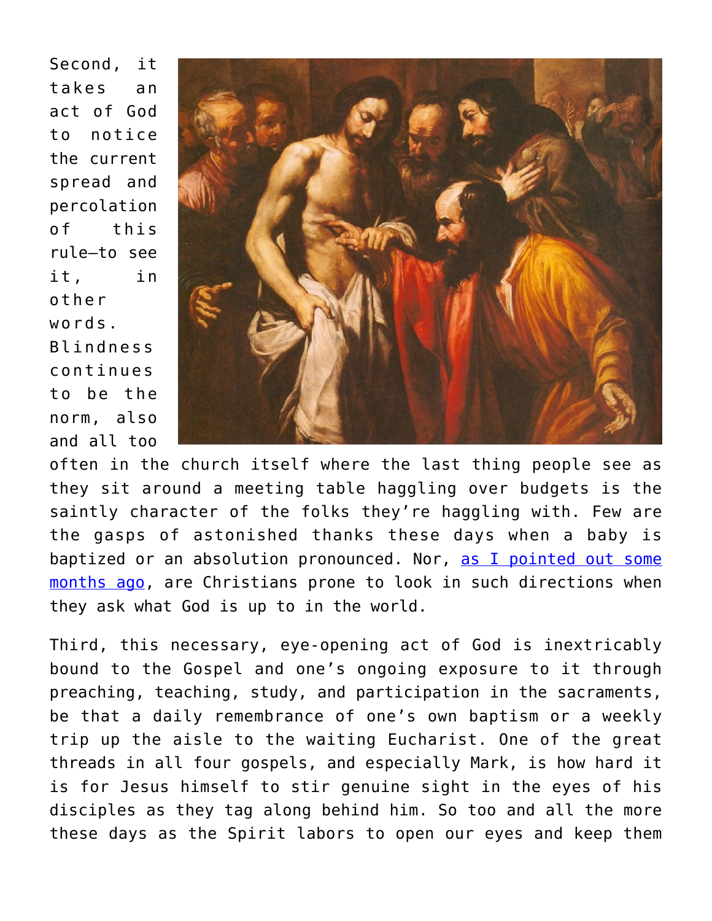Second, it takes an act of God to notice the current spread and percolation of this rule—to see it, in other words. Blindness continues to be the norm, also and all too often in the church itself where the last thing people see as they sit around a meeting table haggling over budgets is the saintly character of the folks they're haggling with. Few are the gasps of astonished thanks these days when a baby is baptized or an absolution pronounced. Nor, [as I pointed out some months ago](), are Christians prone to look in such directions when they ask what God is up to in the world.

Third, this necessary, eye-opening act of God is inextricably bound to the Gospel and one's ongoing exposure to it through preaching, teaching, study, and participation in the sacraments, be that a daily remembrance of one's own baptism or a weekly trip up the aisle to the waiting Eucharist. One of the great threads in all four gospels, and especially Mark, is how hard it is for Jesus himself to stir genuine sight in the eyes of his disciples as they tag along behind him. So too and all the more these days as the Spirit labors to open our eyes and keep them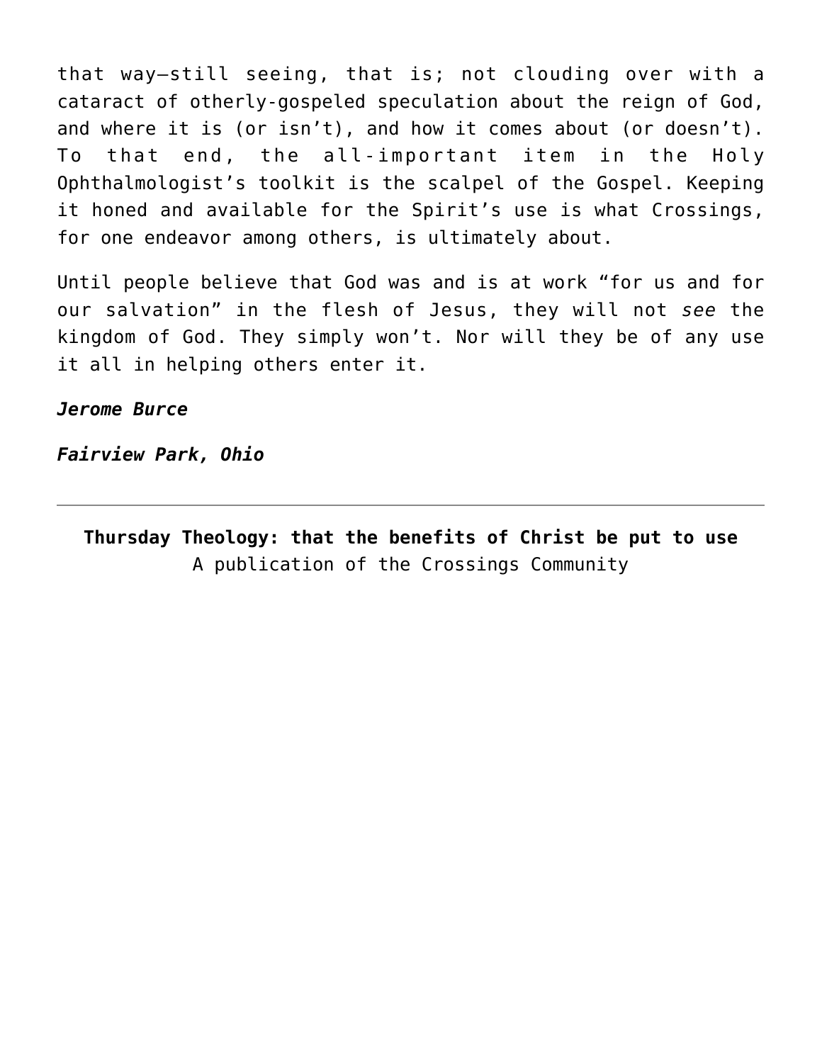that way—still seeing, that is; not clouding over with a cataract of otherly-gospeled speculation about the reign of God, and where it is (or isn't), and how it comes about (or doesn't). To that end, the all-important item in the Holy Ophthalmologist's toolkit is the scalpel of the Gospel. Keeping it honed and available for the Spirit's use is what Crossings, for one endeavor among others, is ultimately about.

Until people believe that God was and is at work "for us and for our salvation" in the flesh of Jesus, they will not *see* the kingdom of God. They simply won't. Nor will they be of any use it all in helping others enter it.

***Jerome Burce***

***Fairview Park, Ohio***

---

**Thursday Theology: that the benefits of Christ be put to use**
A publication of the Crossings Community